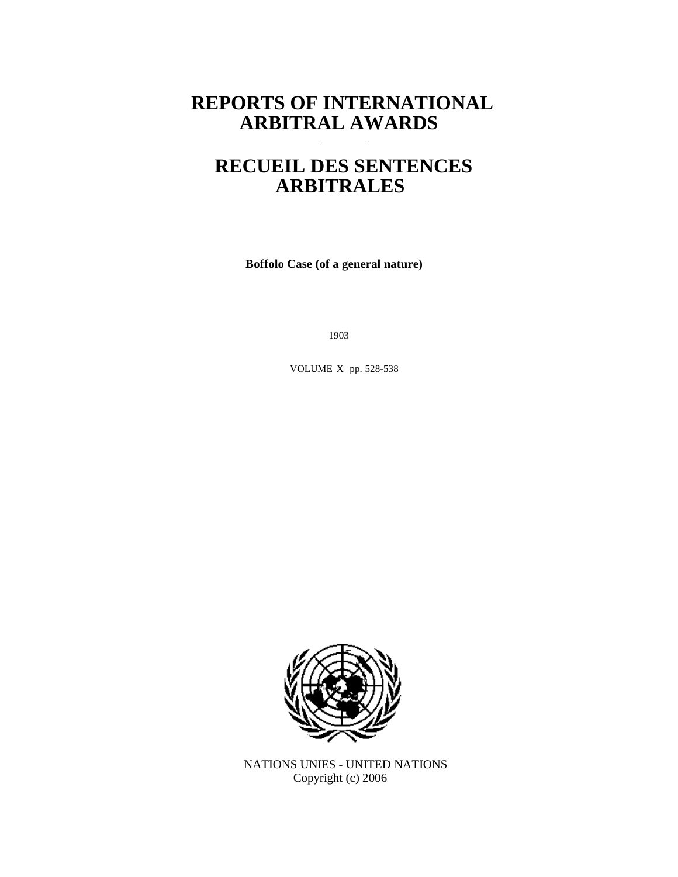# REPORTS OF INTERNATIONAL ARBITRAL AWARDS

# RECUEIL DES SENTENCES ARBITRALES

**Boffolo Case (of a general nature)**

1903

VOLUME X pp. 528-538

NATIONS UNIES - UNITED NATIONS
Copyright (c) 2006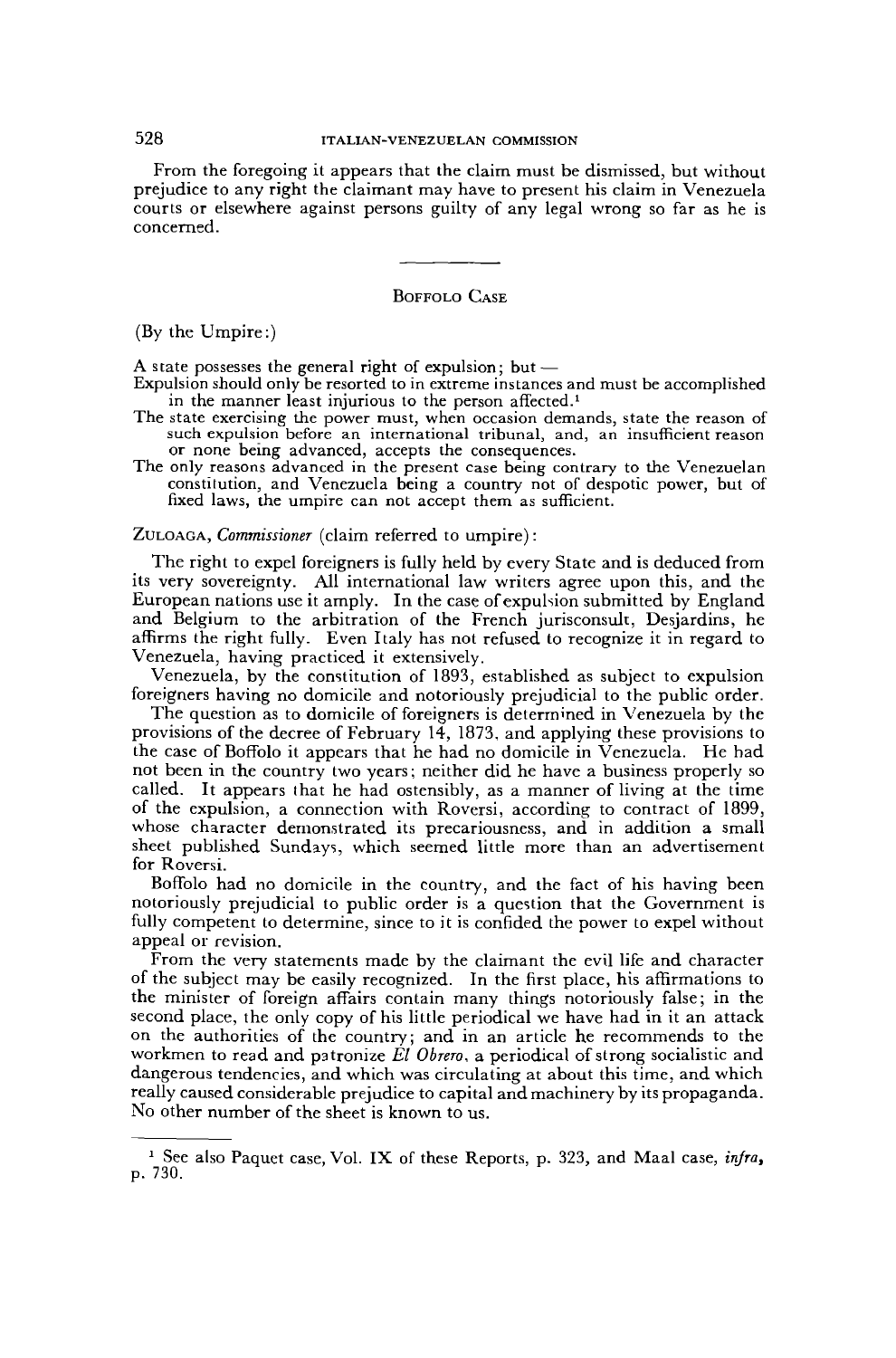From the foregoing it appears that the claim must be dismissed, but without prejudice to any right the claimant may have to present his claim in Venezuela courts or elsewhere against persons guilty of any legal wrong so far as he is concerned.

---

## Boffolo Case

(By the Umpire:)

A state possesses the general right of expulsion; but —

Expulsion should only be resorted to in extreme instances and must be accomplished in the manner least injurious to the person affected.[1]

The state exercising the power must, when occasion demands, state the reason of such expulsion before an international tribunal, and, an insufficient reason or none being advanced, accepts the consequences.

The only reasons advanced in the present case being contrary to the Venezuelan constitution, and Venezuela being a country not of despotic power, but of fixed laws, the umpire can not accept them as sufficient.

Zuloaga, *Commissioner* (claim referred to umpire):

The right to expel foreigners is fully held by every State and is deduced from its very sovereignty. All international law writers agree upon this, and the European nations use it amply. In the case of expulsion submitted by England and Belgium to the arbitration of the French jurisconsult, Desjardins, he affirms the right fully. Even Italy has not refused to recognize it in regard to Venezuela, having practiced it extensively.

Venezuela, by the constitution of 1893, established as subject to expulsion foreigners having no domicile and notoriously prejudicial to the public order.

The question as to domicile of foreigners is determined in Venezuela by the provisions of the decree of February 14, 1873, and applying these provisions to the case of Boffolo it appears that he had no domicile in Venezuela. He had not been in the country two years; neither did he have a business properly so called. It appears that he had ostensibly, as a manner of living at the time of the expulsion, a connection with Roversi, according to contract of 1899, whose character demonstrated its precariousness, and in addition a small sheet published Sundays, which seemed little more than an advertisement for Roversi.

Boffolo had no domicile in the country, and the fact of his having been notoriously prejudicial to public order is a question that the Government is fully competent to determine, since to it is confided the power to expel without appeal or revision.

From the very statements made by the claimant the evil life and character of the subject may be easily recognized. In the first place, his affirmations to the minister of foreign affairs contain many things notoriously false; in the second place, the only copy of his little periodical we have had in it an attack on the authorities of the country; and in an article he recommends to the workmen to read and patronize *El Obrero*, a periodical of strong socialistic and dangerous tendencies, and which was circulating at about this time, and which really caused considerable prejudice to capital and machinery by its propaganda. No other number of the sheet is known to us.

---

[1] See also Paquet case, Vol. IX of these Reports, p. 323, and Maal case, *infra*, p. 730.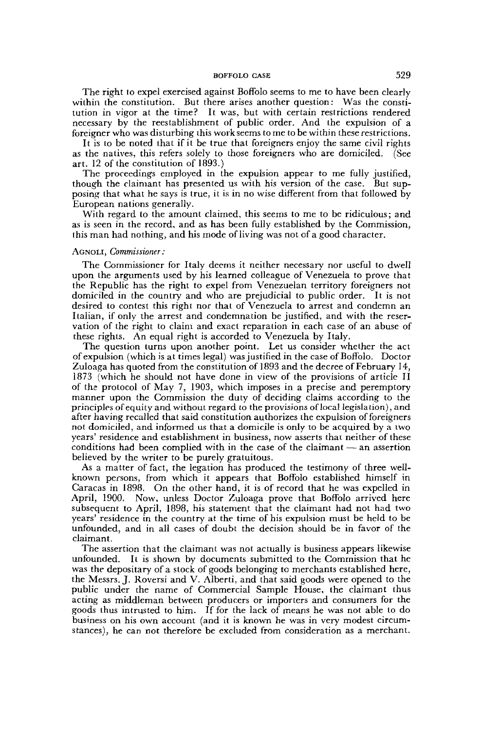The right to expel exercised against Boffolo seems to me to have been clearly within the constitution. But there arises another question: Was the constitution in vigor at the time? It was, but with certain restrictions rendered necessary by the reestablishment of public order. And the expulsion of a foreigner who was disturbing this work seems to me to be within these restrictions.

It is to be noted that if it be true that foreigners enjoy the same civil rights as the natives, this refers solely to those foreigners who are domiciled. (See art. 12 of the constitution of 1893.)

The proceedings employed in the expulsion appear to me fully justified, though the claimant has presented us with his version of the case. But supposing that what he says is true, it is in no wise different from that followed by European nations generally.

With regard to the amount claimed, this seems to me to be ridiculous; and as is seen in the record, and as has been fully established by the Commission, this man had nothing, and his mode of living was not of a good character.

AGNOLI, *Commissioner:*

The Commissioner for Italy deems it neither necessary nor useful to dwell upon the arguments used by his learned colleague of Venezuela to prove that the Republic has the right to expel from Venezuelan territory foreigners not domiciled in the country and who are prejudicial to public order. It is not desired to contest this right nor that of Venezuela to arrest and condemn an Italian, if only the arrest and condemnation be justified, and with the reservation of the right to claim and exact reparation in each case of an abuse of these rights. An equal right is accorded to Venezuela by Italy.

The question turns upon another point. Let us consider whether the act of expulsion (which is at times legal) was justified in the case of Boffolo. Doctor Zuloaga has quoted from the constitution of 1893 and the decree of February 14, 1873 (which he should not have done in view of the provisions of article II of the protocol of May 7, 1903, which imposes in a precise and peremptory manner upon the Commission the duty of deciding claims according to the principles of equity and without regard to the provisions of local legislation), and after having recalled that said constitution authorizes the expulsion of foreigners not domiciled, and informed us that a domicile is only to be acquired by a two years' residence and establishment in business, now asserts that neither of these conditions had been complied with in the case of the claimant — an assertion believed by the writer to be purely gratuitous.

As a matter of fact, the legation has produced the testimony of three well-known persons, from which it appears that Boffolo established himself in Caracas in 1898. On the other hand, it is of record that he was expelled in April, 1900. Now, unless Doctor Zuloaga prove that Boffolo arrived here subsequent to April, 1898, his statement that the claimant had not had two years' residence in the country at the time of his expulsion must be held to be unfounded, and in all cases of doubt the decision should be in favor of the claimant.

The assertion that the claimant was not actually is business appears likewise unfounded. It is shown by documents submitted to the Commission that he was the depositary of a stock of goods belonging to merchants established here, the Messrs. J. Roversi and V. Alberti, and that said goods were opened to the public under the name of Commercial Sample House, the claimant thus acting as middleman between producers or importers and consumers for the goods thus intrusted to him. If for the lack of means he was not able to do business on his own account (and it is known he was in very modest circumstances), he can not therefore be excluded from consideration as a merchant.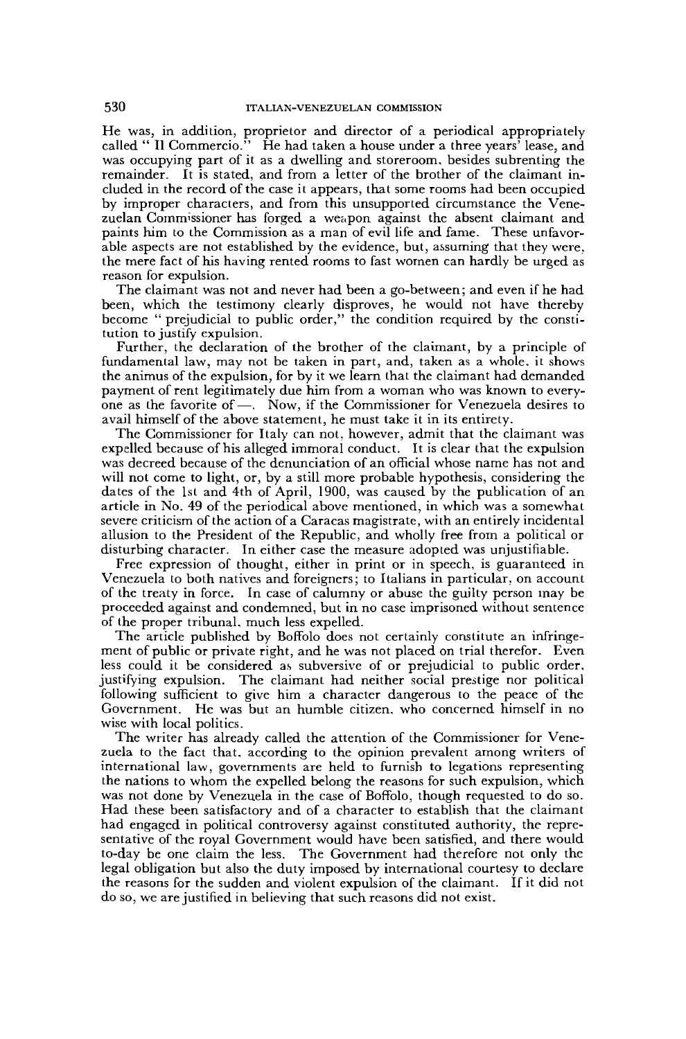He was, in addition, proprietor and director of a periodical appropriately called " Il Commercio." He had taken a house under a three years' lease, and was occupying part of it as a dwelling and storeroom, besides subrenting the remainder. It is stated, and from a letter of the brother of the claimant included in the record of the case it appears, that some rooms had been occupied by improper characters, and from this unsupported circumstance the Venezuelan Commissioner has forged a weapon against the absent claimant and paints him to the Commission as a man of evil life and fame. These unfavorable aspects are not established by the evidence, but, assuming that they were, the mere fact of his having rented rooms to fast women can hardly be urged as reason for expulsion.

The claimant was not and never had been a go-between; and even if he had been, which the testimony clearly disproves, he would not have thereby become " prejudicial to public order," the condition required by the constitution to justify expulsion.

Further, the declaration of the brother of the claimant, by a principle of fundamental law, may not be taken in part, and, taken as a whole, it shows the animus of the expulsion, for by it we learn that the claimant had demanded payment of rent legitimately due him from a woman who was known to every-one as the favorite of —. Now, if the Commissioner for Venezuela desires to avail himself of the above statement, he must take it in its entirety.

The Commissioner for Italy can not, however, admit that the claimant was expelled because of his alleged immoral conduct. It is clear that the expulsion was decreed because of the denunciation of an official whose name has not and will not come to light, or, by a still more probable hypothesis, considering the dates of the 1st and 4th of April, 1900, was caused by the publication of an article in No. 49 of the periodical above mentioned, in which was a somewhat severe criticism of the action of a Caracas magistrate, with an entirely incidental allusion to the President of the Republic, and wholly free from a political or disturbing character. In either case the measure adopted was unjustifiable.

Free expression of thought, either in print or in speech, is guaranteed in Venezuela to both natives and foreigners; to Italians in particular, on account of the treaty in force. In case of calumny or abuse the guilty person may be proceeded against and condemned, but in no case imprisoned without sentence of the proper tribunal, much less expelled.

The article published by Boffolo does not certainly constitute an infringement of public or private right, and he was not placed on trial therefor. Even less could it be considered as subversive of or prejudicial to public order, justifying expulsion. The claimant had neither social prestige nor political following sufficient to give him a character dangerous to the peace of the Government. He was but an humble citizen, who concerned himself in no wise with local politics.

The writer has already called the attention of the Commissioner for Venezuela to the fact that, according to the opinion prevalent among writers of international law, governments are held to furnish to legations representing the nations to whom the expelled belong the reasons for such expulsion, which was not done by Venezuela in the case of Boffolo, though requested to do so. Had these been satisfactory and of a character to establish that the claimant had engaged in political controversy against constituted authority, the representative of the royal Government would have been satisfied, and there would to-day be one claim the less. The Government had therefore not only the legal obligation but also the duty imposed by international courtesy to declare the reasons for the sudden and violent expulsion of the claimant. If it did not do so, we are justified in believing that such reasons did not exist.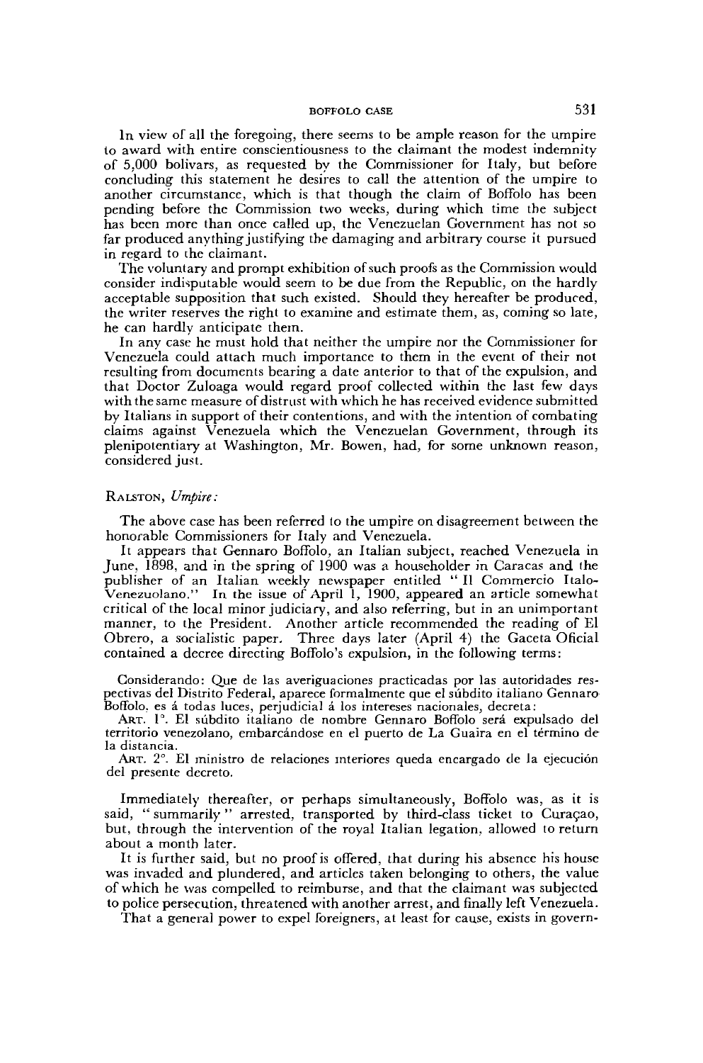In view of all the foregoing, there seems to be ample reason for the umpire to award with entire conscientiousness to the claimant the modest indemnity of 5,000 bolivars, as requested by the Commissioner for Italy, but before concluding this statement he desires to call the attention of the umpire to another circumstance, which is that though the claim of Boffolo has been pending before the Commission two weeks, during which time the subject has been more than once called up, the Venezuelan Government has not so far produced anything justifying the damaging and arbitrary course it pursued in regard to the claimant.

The voluntary and prompt exhibition of such proofs as the Commission would consider indisputable would seem to be due from the Republic, on the hardly acceptable supposition that such existed. Should they hereafter be produced, the writer reserves the right to examine and estimate them, as, coming so late, he can hardly anticipate them.

In any case he must hold that neither the umpire nor the Commissioner for Venezuela could attach much importance to them in the event of their not resulting from documents bearing a date anterior to that of the expulsion, and that Doctor Zuloaga would regard proof collected within the last few days with the same measure of distrust with which he has received evidence submitted by Italians in support of their contentions, and with the intention of combating claims against Venezuela which the Venezuelan Government, through its plenipotentiary at Washington, Mr. Bowen, had, for some unknown reason, considered just.

RALSTON, *Umpire:*

The above case has been referred to the umpire on disagreement between the honorable Commissioners for Italy and Venezuela.

It appears that Gennaro Boffolo, an Italian subject, reached Venezuela in June, 1898, and in the spring of 1900 was a householder in Caracas and the publisher of an Italian weekly newspaper entitled "Il Commercio Italo-Venezuolano." In the issue of April 1, 1900, appeared an article somewhat critical of the local minor judiciary, and also referring, but in an unimportant manner, to the President. Another article recommended the reading of El Obrero, a socialistic paper. Three days later (April 4) the Gaceta Oficial contained a decree directing Boffolo's expulsion, in the following terms:

> Considerando: Que de las averiguaciones practicadas por las autoridades respectivas del Distrito Federal, aparece formalmente que el súbdito italiano Gennaro Boffolo, es á todas luces, perjudicial á los intereses nacionales, decreta:
>
> ART. 1°. El súbdito italiano de nombre Gennaro Boffolo será expulsado del territorio venezolano, embarcándose en el puerto de La Guaira en el término de la distancia.
>
> ART. 2°. El ministro de relaciones interiores queda encargado de la ejecución del presente decreto.

Immediately thereafter, or perhaps simultaneously, Boffolo was, as it is said, "summarily" arrested, transported by third-class ticket to Curaçao, but, through the intervention of the royal Italian legation, allowed to return about a month later.

It is further said, but no proof is offered, that during his absence his house was invaded and plundered, and articles taken belonging to others, the value of which he was compelled to reimburse, and that the claimant was subjected to police persecution, threatened with another arrest, and finally left Venezuela.

That a general power to expel foreigners, at least for cause, exists in govern-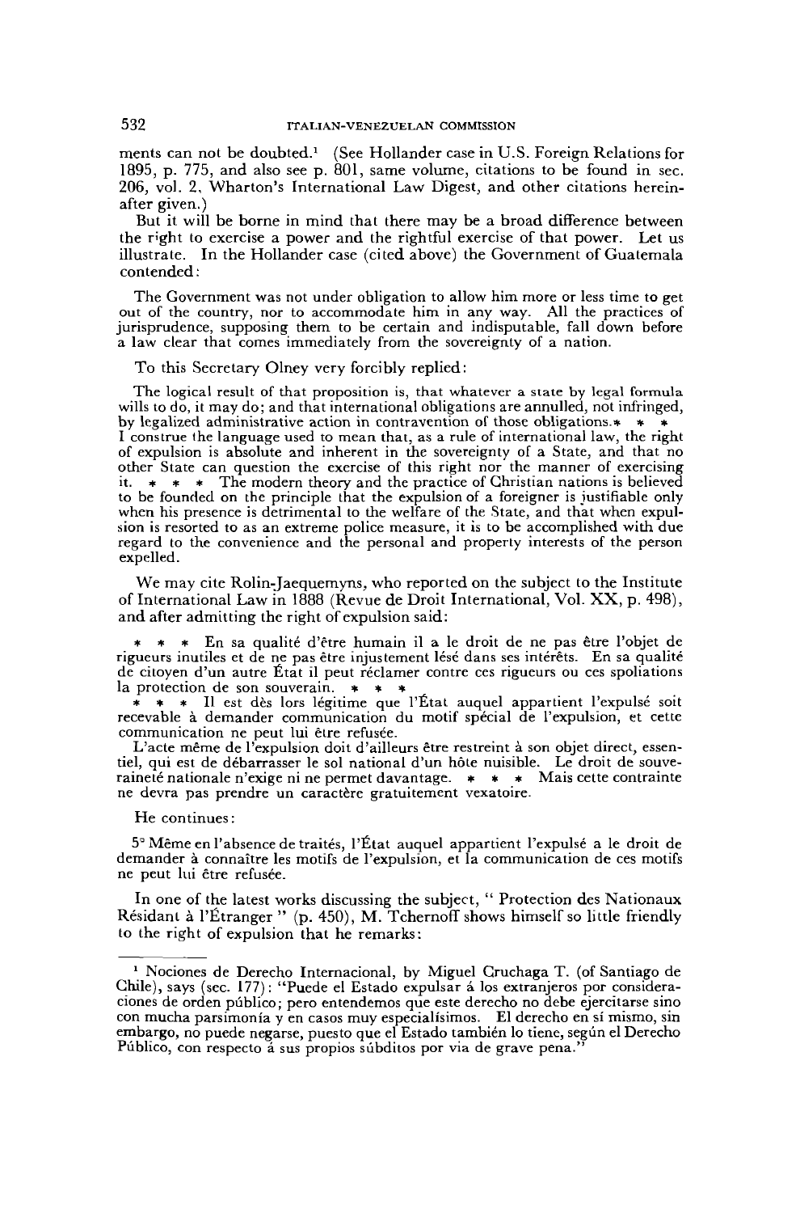ments can not be doubted.[1] (See Hollander case in U.S. Foreign Relations for 1895, p. 775, and also see p. 801, same volume, citations to be found in sec. 206, vol. 2, Wharton's International Law Digest, and other citations hereinafter given.)

But it will be borne in mind that there may be a broad difference between the right to exercise a power and the rightful exercise of that power. Let us illustrate. In the Hollander case (cited above) the Government of Guatemala contended:

> The Government was not under obligation to allow him more or less time to get out of the country, nor to accommodate him in any way. All the practices of jurisprudence, supposing them to be certain and indisputable, fall down before a law clear that comes immediately from the sovereignty of a nation.

To this Secretary Olney very forcibly replied:

> The logical result of that proposition is, that whatever a state by legal formula wills to do, it may do; and that international obligations are annulled, not infringed, by legalized administrative action in contravention of those obligations.* * * I construe the language used to mean that, as a rule of international law, the right of expulsion is absolute and inherent in the sovereignty of a State, and that no other State can question the exercise of this right nor the manner of exercising it. * * * The modern theory and the practice of Christian nations is believed to be founded on the principle that the expulsion of a foreigner is justifiable only when his presence is detrimental to the welfare of the State, and that when expulsion is resorted to as an extreme police measure, it is to be accomplished with due regard to the convenience and the personal and property interests of the person expelled.

We may cite Rolin-Jaequemyns, who reported on the subject to the Institute of International Law in 1888 (Revue de Droit International, Vol. XX, p. 498), and after admitting the right of expulsion said:

> * * * En sa qualité d'être humain il a le droit de ne pas être l'objet de rigueurs inutiles et de ne pas être injustement lésé dans ses intérêts. En sa qualité de citoyen d'un autre État il peut réclamer contre ces rigueurs ou ces spoliations la protection de son souverain. * * *
>
> * * * Il est dès lors légitime que l'État auquel appartient l'expulsé soit recevable à demander communication du motif spécial de l'expulsion, et cette communication ne peut lui être refusée.
>
> L'acte même de l'expulsion doit d'ailleurs être restreint à son objet direct, essentiel, qui est de débarrasser le sol national d'un hôte nuisible. Le droit de souveraineté nationale n'exige ni ne permet davantage. * * * Mais cette contrainte ne devra pas prendre un caractère gratuitement vexatoire.

He continues:

> 5° Même en l'absence de traités, l'État auquel appartient l'expulsé a le droit de demander à connaître les motifs de l'expulsion, et la communication de ces motifs ne peut lui être refusée.

In one of the latest works discussing the subject, "Protection des Nationaux Résidant à l'Étranger" (p. 450), M. Tchernoff shows himself so little friendly to the right of expulsion that he remarks:

---

[1] Nociones de Derecho Internacional, by Miguel Cruchaga T. (of Santiago de Chile), says (sec. 177): "Puede el Estado expulsar á los extranjeros por consideraciones de orden público; pero entendemos que este derecho no debe ejercitarse sino con mucha parsimonía y en casos muy especialísimos. El derecho en sí mismo, sin embargo, no puede negarse, puesto que el Estado también lo tiene, según el Derecho Público, con respecto á sus propios súbditos por via de grave pena."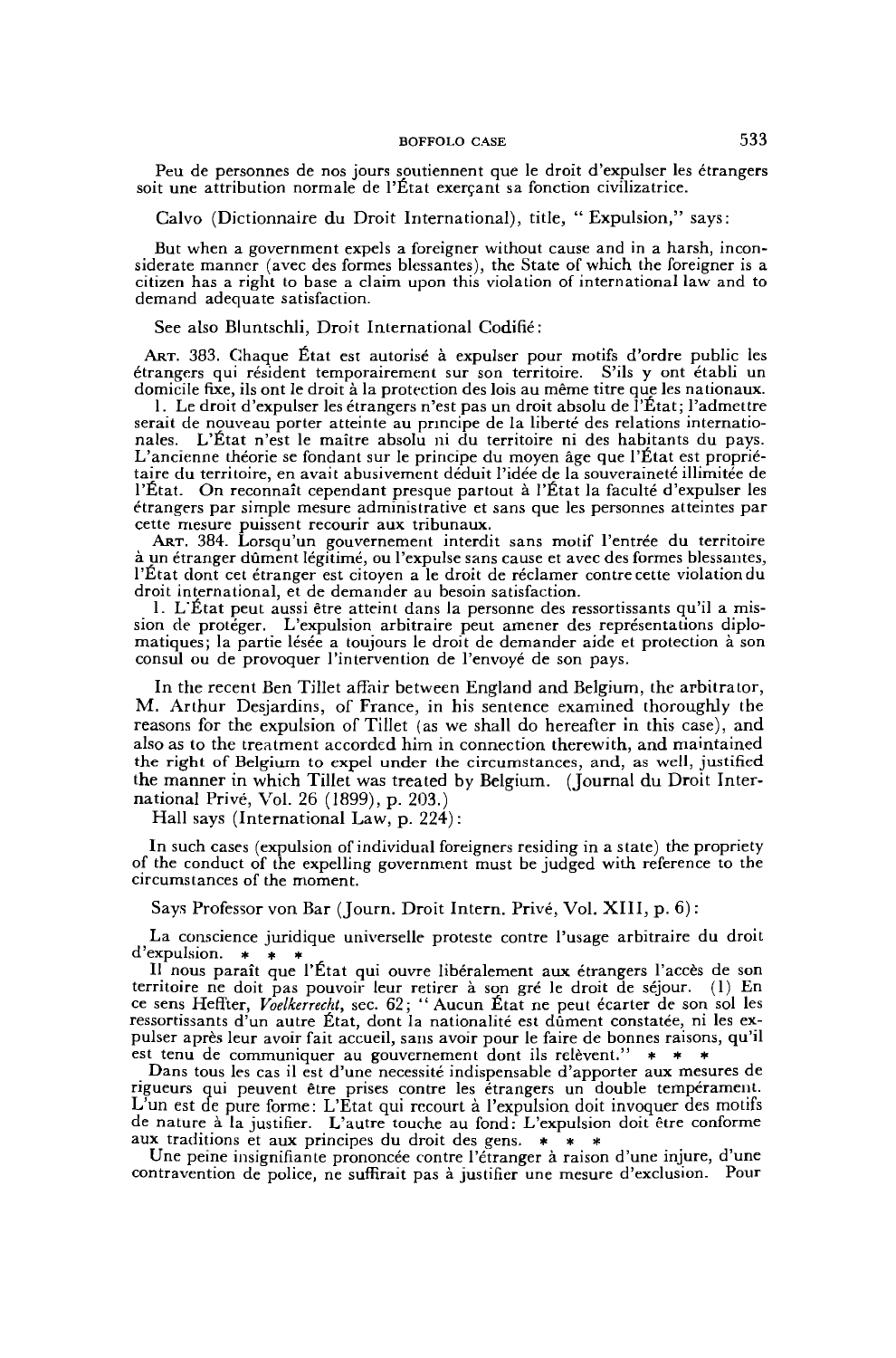Peu de personnes de nos jours soutiennent que le droit d'expulser les étrangers soit une attribution normale de l'État exerçant sa fonction civilizatrice.

Calvo (Dictionnaire du Droit International), title, "Expulsion," says:

> But when a government expels a foreigner without cause and in a harsh, inconsiderate manner (avec des formes blessantes), the State of which the foreigner is a citizen has a right to base a claim upon this violation of international law and to demand adequate satisfaction.

See also Bluntschli, Droit International Codifié:

> ART. 383. Chaque État est autorisé à expulser pour motifs d'ordre public les étrangers qui résident temporairement sur son territoire. S'ils y ont établi un domicile fixe, ils ont le droit à la protection des lois au même titre que les nationaux.
>
> 1. Le droit d'expulser les étrangers n'est pas un droit absolu de l'État; l'admettre serait de nouveau porter atteinte au principe de la liberté des relations internationales. L'État n'est le maître absolu ni du territoire ni des habitants du pays. L'ancienne théorie se fondant sur le principe du moyen âge que l'État est propriétaire du territoire, en avait abusivement déduit l'idée de la souveraineté illimitée de l'État. On reconnaît cependant presque partout à l'État la faculté d'expulser les étrangers par simple mesure administrative et sans que les personnes atteintes par cette mesure puissent recourir aux tribunaux.
>
> ART. 384. Lorsqu'un gouvernement interdit sans motif l'entrée du territoire à un étranger dûment légitimé, ou l'expulse sans cause et avec des formes blessantes, l'État dont cet étranger est citoyen a le droit de réclamer contre cette violation du droit international, et de demander au besoin satisfaction.
>
> 1. L'État peut aussi être atteint dans la personne des ressortissants qu'il a mission de protéger. L'expulsion arbitraire peut amener des représentations diplomatiques; la partie lésée a toujours le droit de demander aide et protection à son consul ou de provoquer l'intervention de l'envoyé de son pays.

In the recent Ben Tillet affair between England and Belgium, the arbitrator, M. Arthur Desjardins, of France, in his sentence examined thoroughly the reasons for the expulsion of Tillet (as we shall do hereafter in this case), and also as to the treatment accorded him in connection therewith, and maintained the right of Belgium to expel under the circumstances, and, as well, justified the manner in which Tillet was treated by Belgium. (Journal du Droit International Privé, Vol. 26 (1899), p. 203.)

Hall says (International Law, p. 224):

> In such cases (expulsion of individual foreigners residing in a state) the propriety of the conduct of the expelling government must be judged with reference to the circumstances of the moment.

Says Professor von Bar (Journ. Droit Intern. Privé, Vol. XIII, p. 6):

> La conscience juridique universelle proteste contre l'usage arbitraire du droit d'expulsion. * * *
>
> Il nous paraît que l'État qui ouvre libéralement aux étrangers l'accès de son territoire ne doit pas pouvoir leur retirer à son gré le droit de séjour. (1) En ce sens Heffter, *Voelkerrecht*, sec. 62; "Aucun État ne peut écarter de son sol les ressortissants d'un autre État, dont la nationalité est dûment constatée, ni les expulser après leur avoir fait accueil, sans avoir pour le faire de bonnes raisons, qu'il est tenu de communiquer au gouvernement dont ils relèvent." * * *
>
> Dans tous les cas il est d'une necessité indispensable d'apporter aux mesures de rigueurs qui peuvent être prises contre les étrangers un double tempérament. L'un est de pure forme: L'État qui recourt à l'expulsion doit invoquer des motifs de nature à la justifier. L'autre touche au fond: L'expulsion doit être conforme aux traditions et aux principes du droit des gens. * * *
>
> Une peine insignifiante prononcée contre l'étranger à raison d'une injure, d'une contravention de police, ne suffirait pas à justifier une mesure d'exclusion. Pour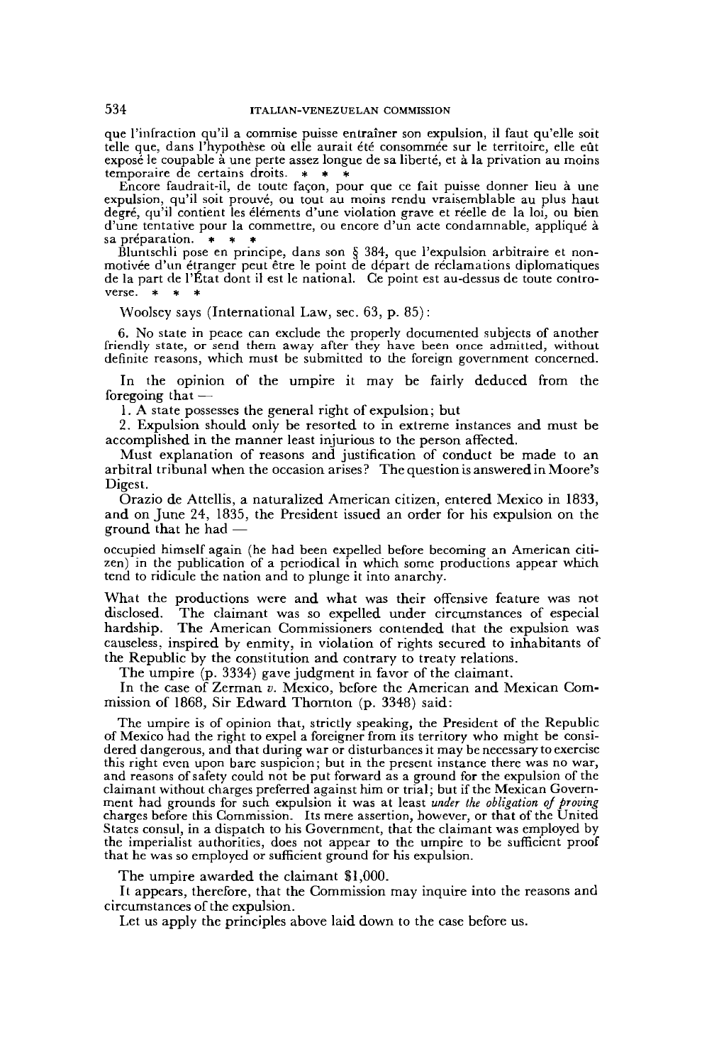que l'infraction qu'il a commise puisse entraîner son expulsion, il faut qu'elle soit telle que, dans l'hypothèse où elle aurait été consommée sur le territoire, elle eût exposé le coupable à une perte assez longue de sa liberté, et à la privation au moins temporaire de certains droits. * * *

Encore faudrait-il, de toute façon, pour que ce fait puisse donner lieu à une expulsion, qu'il soit prouvé, ou tout au moins rendu vraisemblable au plus haut degré, qu'il contient les éléments d'une violation grave et réelle de la loi, ou bien d'une tentative pour la commettre, ou encore d'un acte condamnable, appliqué à sa préparation. * * *

Bluntschli pose en principe, dans son § 384, que l'expulsion arbitraire et non-motivée d'un étranger peut être le point de départ de réclamations diplomatiques de la part de l'État dont il est le national. Ce point est au-dessus de toute controverse. * * *

Woolsey says (International Law, sec. 63, p. 85):

> 6. No state in peace can exclude the properly documented subjects of another friendly state, or send them away after they have been once admitted, without definite reasons, which must be submitted to the foreign government concerned.

In the opinion of the umpire it may be fairly deduced from the foregoing that —

1. A state possesses the general right of expulsion; but
2. Expulsion should only be resorted to in extreme instances and must be accomplished in the manner least injurious to the person affected.

Must explanation of reasons and justification of conduct be made to an arbitral tribunal when the occasion arises? The question is answered in Moore's Digest.

Orazio de Attellis, a naturalized American citizen, entered Mexico in 1833, and on June 24, 1835, the President issued an order for his expulsion on the ground that he had —

> occupied himself again (he had been expelled before becoming an American citizen) in the publication of a periodical in which some productions appear which tend to ridicule the nation and to plunge it into anarchy.

What the productions were and what was their offensive feature was not disclosed. The claimant was so expelled under circumstances of especial hardship. The American Commissioners contended that the expulsion was causeless, inspired by enmity, in violation of rights secured to inhabitants of the Republic by the constitution and contrary to treaty relations.

The umpire (p. 3334) gave judgment in favor of the claimant.

In the case of Zerman *v.* Mexico, before the American and Mexican Commission of 1868, Sir Edward Thornton (p. 3348) said:

> The umpire is of opinion that, strictly speaking, the President of the Republic of Mexico had the right to expel a foreigner from its territory who might be considered dangerous, and that during war or disturbances it may be necessary to exercise this right even upon bare suspicion; but in the present instance there was no war, and reasons of safety could not be put forward as a ground for the expulsion of the claimant without charges preferred against him or trial; but if the Mexican Government had grounds for such expulsion it was at least *under the obligation of proving* charges before this Commission. Its mere assertion, however, or that of the United States consul, in a dispatch to his Government, that the claimant was employed by the imperialist authorities, does not appear to the umpire to be sufficient proof that he was so employed or sufficient ground for his expulsion.

The umpire awarded the claimant $1,000.

It appears, therefore, that the Commission may inquire into the reasons and circumstances of the expulsion.

Let us apply the principles above laid down to the case before us.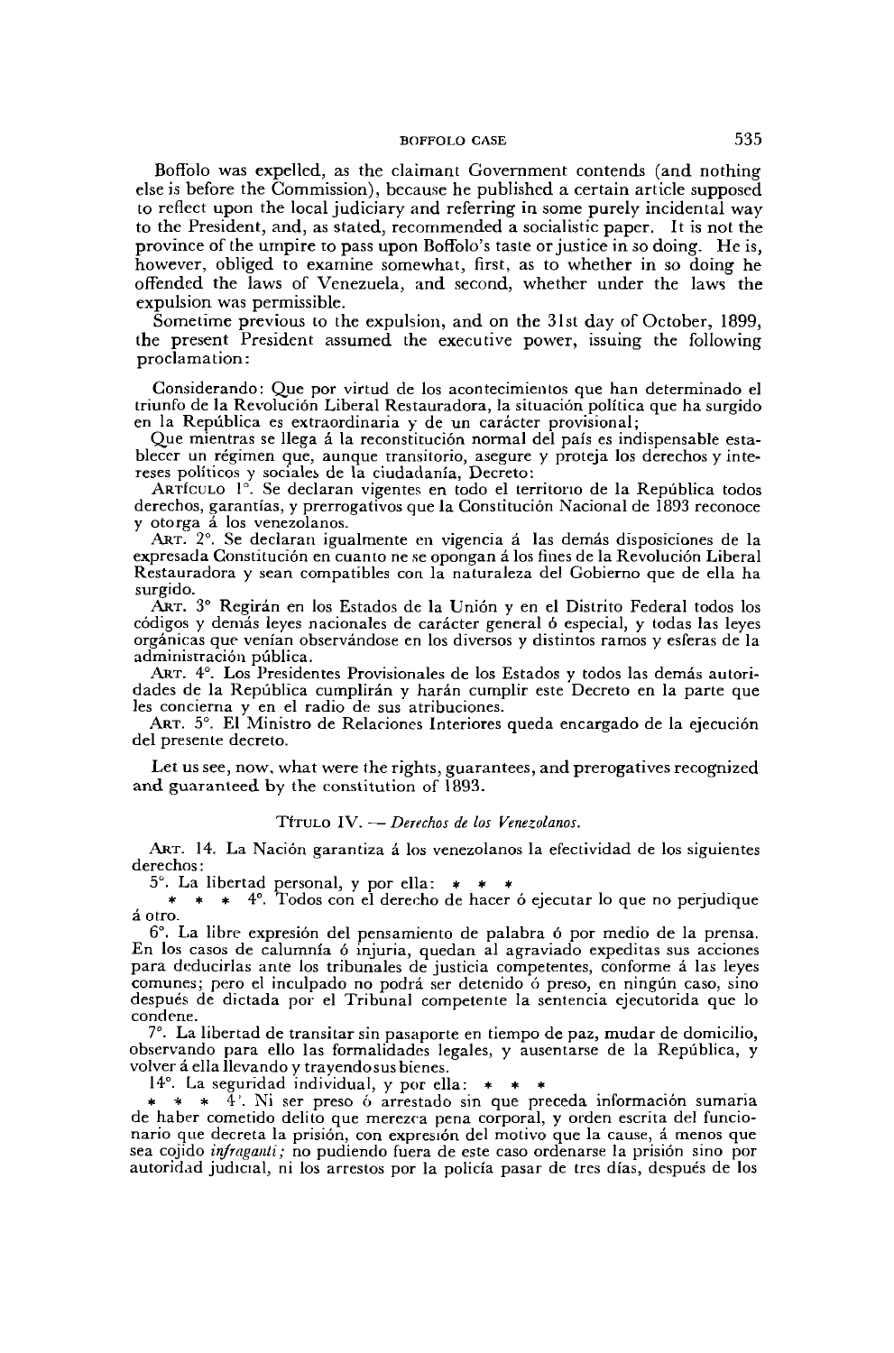Boffolo was expelled, as the claimant Government contends (and nothing else is before the Commission), because he published a certain article supposed to reflect upon the local judiciary and referring in some purely incidental way to the President, and, as stated, recommended a socialistic paper. It is not the province of the umpire to pass upon Boffolo's taste or justice in so doing. He is, however, obliged to examine somewhat, first, as to whether in so doing he offended the laws of Venezuela, and second, whether under the laws the expulsion was permissible.

Sometime previous to the expulsion, and on the 31st day of October, 1899, the present President assumed the executive power, issuing the following proclamation:

Considerando: Que por virtud de los acontecimientos que han determinado el triunfo de la Revolución Liberal Restauradora, la situación política que ha surgido en la República es extraordinaria y de un carácter provisional;

Que mientras se llega á la reconstitución normal del país es indispensable establecer un régimen que, aunque transitorio, asegure y proteja los derechos y intereses políticos y sociales de la ciudadanía, Decreto:

ARTÍCULO 1°. Se declaran vigentes en todo el territorio de la República todos derechos, garantías, y prerrogativos que la Constitución Nacional de 1893 reconoce y otorga á los venezolanos.

ART. 2°. Se declaran igualmente en vigencia á las demás disposiciones de la expresada Constitución en cuanto ne se opongan á los fines de la Revolución Liberal Restauradora y sean compatibles con la naturaleza del Gobierno que de ella ha surgido.

ART. 3° Regirán en los Estados de la Unión y en el Distrito Federal todos los códigos y demás leyes nacionales de carácter general ó especial, y todas las leyes orgánicas que venían observándose en los diversos y distintos ramos y esferas de la administración pública.

ART. 4°. Los Presidentes Provisionales de los Estados y todos las demás autoridades de la República cumplirán y harán cumplir este Decreto en la parte que les concierna y en el radio de sus atribuciones.

ART. 5°. El Ministro de Relaciones Interiores queda encargado de la ejecución del presente decreto.

Let us see, now, what were the rights, guarantees, and prerogatives recognized and guaranteed by the constitution of 1893.

TÍTULO IV. — *Derechos de los Venezolanos.*

ART. 14. La Nación garantiza á los venezolanos la efectividad de los siguientes derechos:

5°. La libertad personal, y por ella: * * *

* * * 4°. Todos con el derecho de hacer ó ejecutar lo que no perjudique á otro.

6°. La libre expresión del pensamiento de palabra ó por medio de la prensa. En los casos de calumnía ó injuria, quedan al agraviado expeditas sus acciones para deducirlas ante los tribunales de justicia competentes, conforme á las leyes comunes; pero el inculpado no podrá ser detenido ó preso, en ningún caso, sino después de dictada por el Tribunal competente la sentencia ejecutorida que lo condene.

7°. La libertad de transitar sin pasaporte en tiempo de paz, mudar de domicilio, observando para ello las formalidades legales, y ausentarse de la República, y volver á ella llevando y trayendo sus bienes.

14°. La seguridad individual, y por ella: * * *

* * * 4°. Ni ser preso ó arrestado sin que preceda información sumaria de haber cometido delito que merezca pena corporal, y orden escrita del funcionario que decreta la prisión, con expresión del motivo que la cause, á menos que sea cojido *infraganti;* no pudiendo fuera de este caso ordenarse la prisión sino por autoridad judicial, ni los arrestos por la policía pasar de tres días, después de los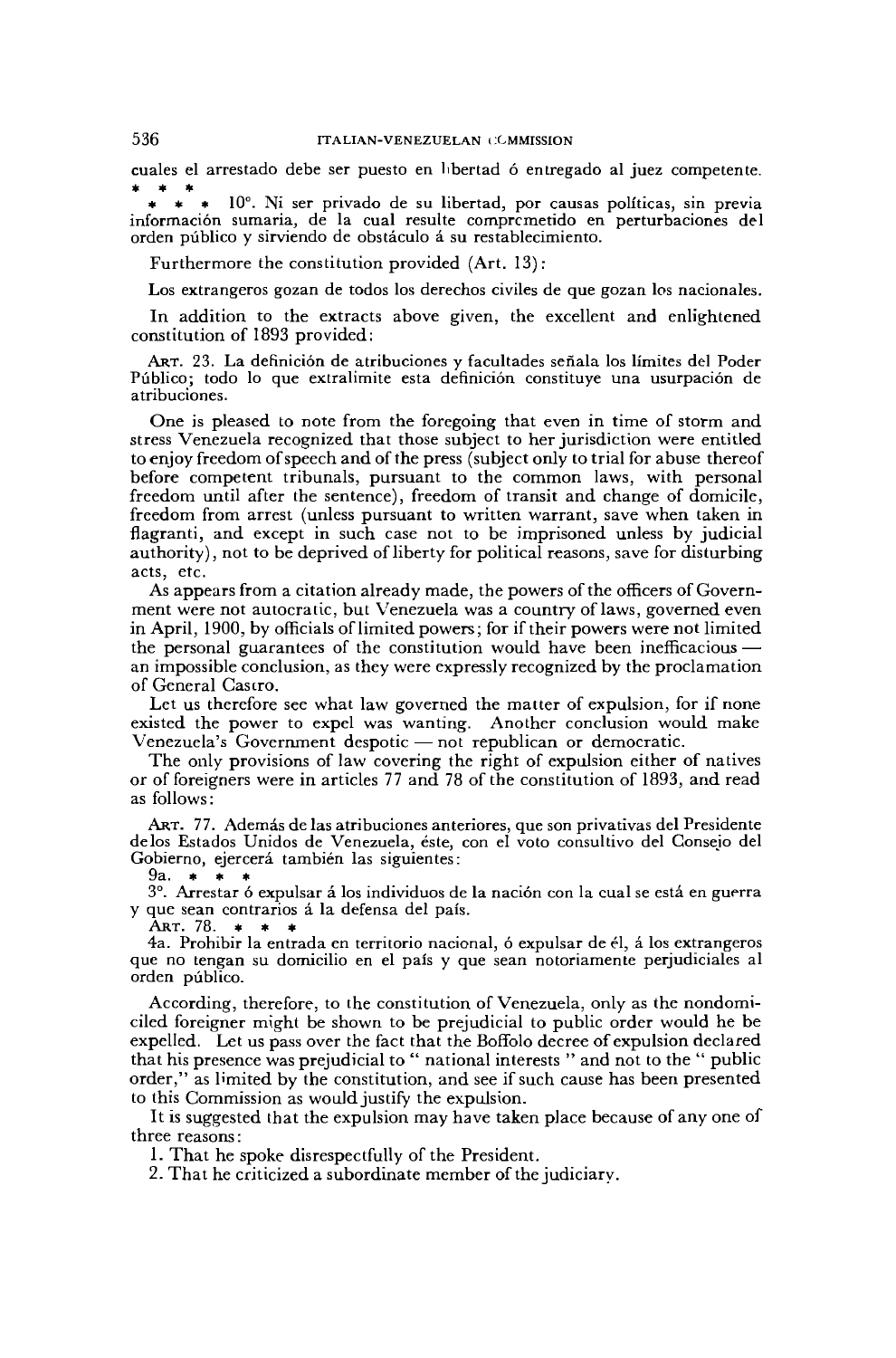cuales el arrestado debe ser puesto en libertad ó entregado al juez competente.
\* \* \*

\* \* \* 10°. Ni ser privado de su libertad, por causas políticas, sin previa información sumaria, de la cual resulte comprometido en perturbaciones del orden público y sirviendo de obstáculo á su restablecimiento.

Furthermore the constitution provided (Art. 13):

Los extrangeros gozan de todos los derechos civiles de que gozan los nacionales.

In addition to the extracts above given, the excellent and enlightened constitution of 1893 provided:

ART. 23. La definición de atribuciones y facultades señala los límites del Poder Público; todo lo que extralimite esta definición constituye una usurpación de atribuciones.

One is pleased to note from the foregoing that even in time of storm and stress Venezuela recognized that those subject to her jurisdiction were entitled to enjoy freedom of speech and of the press (subject only to trial for abuse thereof before competent tribunals, pursuant to the common laws, with personal freedom until after the sentence), freedom of transit and change of domicile, freedom from arrest (unless pursuant to written warrant, save when taken in flagranti, and except in such case not to be imprisoned unless by judicial authority), not to be deprived of liberty for political reasons, save for disturbing acts, etc.

As appears from a citation already made, the powers of the officers of Government were not autocratic, but Venezuela was a country of laws, governed even in April, 1900, by officials of limited powers; for if their powers were not limited the personal guarantees of the constitution would have been inefficacious — an impossible conclusion, as they were expressly recognized by the proclamation of General Castro.

Let us therefore see what law governed the matter of expulsion, for if none existed the power to expel was wanting. Another conclusion would make Venezuela's Government despotic — not republican or democratic.

The only provisions of law covering the right of expulsion either of natives or of foreigners were in articles 77 and 78 of the constitution of 1893, and read as follows:

ART. 77. Además de las atribuciones anteriores, que son privativas del Presidente delos Estados Unidos de Venezuela, éste, con el voto consultivo del Consejo del Gobierno, ejercerá también las siguientes:

9a. \* \* \*

3°. Arrestar ó expulsar á los individuos de la nación con la cual se está en guerra y que sean contrarios á la defensa del país.

ART. 78. \* \* \*

4a. Prohibir la entrada en territorio nacional, ó expulsar de él, á los extrangeros que no tengan su domicilio en el país y que sean notoriamente perjudiciales al orden público.

According, therefore, to the constitution of Venezuela, only as the nondomiciled foreigner might be shown to be prejudicial to public order would he be expelled. Let us pass over the fact that the Boffolo decree of expulsion declared that his presence was prejudicial to " national interests " and not to the " public order," as limited by the constitution, and see if such cause has been presented to this Commission as would justify the expulsion.

It is suggested that the expulsion may have taken place because of any one of three reasons:

1. That he spoke disrespectfully of the President.
2. That he criticized a subordinate member of the judiciary.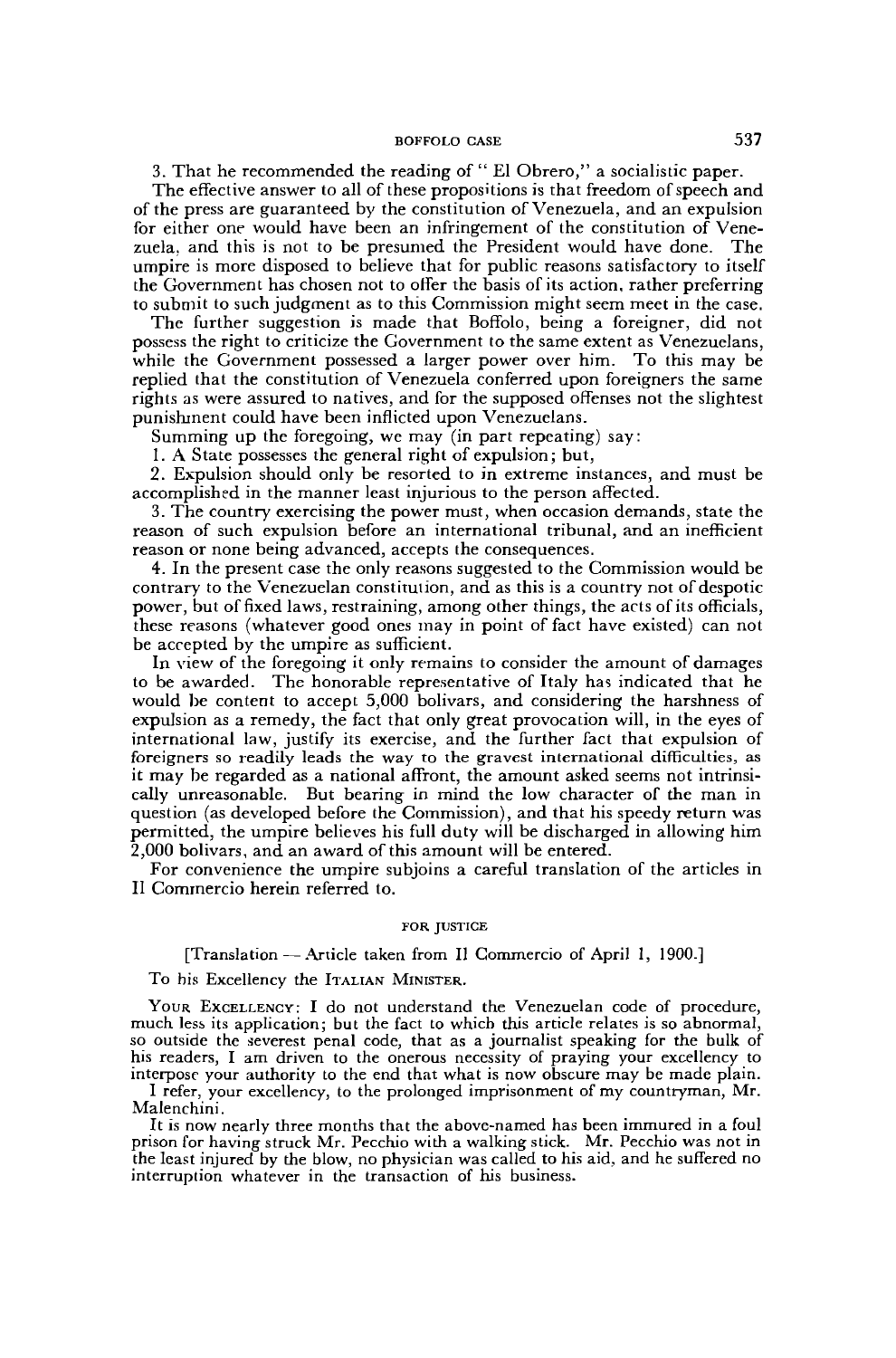3. That he recommended the reading of " El Obrero," a socialistic paper.

The effective answer to all of these propositions is that freedom of speech and of the press are guaranteed by the constitution of Venezuela, and an expulsion for either one would have been an infringement of the constitution of Venezuela, and this is not to be presumed the President would have done. The umpire is more disposed to believe that for public reasons satisfactory to itself the Government has chosen not to offer the basis of its action, rather preferring to submit to such judgment as to this Commission might seem meet in the case.

The further suggestion is made that Boffolo, being a foreigner, did not possess the right to criticize the Government to the same extent as Venezuelans, while the Government possessed a larger power over him. To this may be replied that the constitution of Venezuela conferred upon foreigners the same rights as were assured to natives, and for the supposed offenses not the slightest punishment could have been inflicted upon Venezuelans.

Summing up the foregoing, we may (in part repeating) say:

1. A State possesses the general right of expulsion; but,

2. Expulsion should only be resorted to in extreme instances, and must be accomplished in the manner least injurious to the person affected.

3. The country exercising the power must, when occasion demands, state the reason of such expulsion before an international tribunal, and an inefficient reason or none being advanced, accepts the consequences.

4. In the present case the only reasons suggested to the Commission would be contrary to the Venezuelan constitution, and as this is a country not of despotic power, but of fixed laws, restraining, among other things, the acts of its officials, these reasons (whatever good ones may in point of fact have existed) can not be accepted by the umpire as sufficient.

In view of the foregoing it only remains to consider the amount of damages to be awarded. The honorable representative of Italy has indicated that he would be content to accept 5,000 bolivars, and considering the harshness of expulsion as a remedy, the fact that only great provocation will, in the eyes of international law, justify its exercise, and the further fact that expulsion of foreigners so readily leads the way to the gravest international difficulties, as it may be regarded as a national affront, the amount asked seems not intrinsically unreasonable. But bearing in mind the low character of the man in question (as developed before the Commission), and that his speedy return was permitted, the umpire believes his full duty will be discharged in allowing him 2,000 bolivars, and an award of this amount will be entered.

For convenience the umpire subjoins a careful translation of the articles in Il Commercio herein referred to.

### FOR JUSTICE

[Translation — Article taken from Il Commercio of April 1, 1900.]

To his Excellency the ITALIAN MINISTER.

YOUR EXCELLENCY: I do not understand the Venezuelan code of procedure, much less its application; but the fact to which this article relates is so abnormal, so outside the severest penal code, that as a journalist speaking for the bulk of his readers, I am driven to the onerous necessity of praying your excellency to interpose your authority to the end that what is now obscure may be made plain.

I refer, your excellency, to the prolonged imprisonment of my countryman, Mr. Malenchini.

It is now nearly three months that the above-named has been immured in a foul prison for having struck Mr. Pecchio with a walking stick. Mr. Pecchio was not in the least injured by the blow, no physician was called to his aid, and he suffered no interruption whatever in the transaction of his business.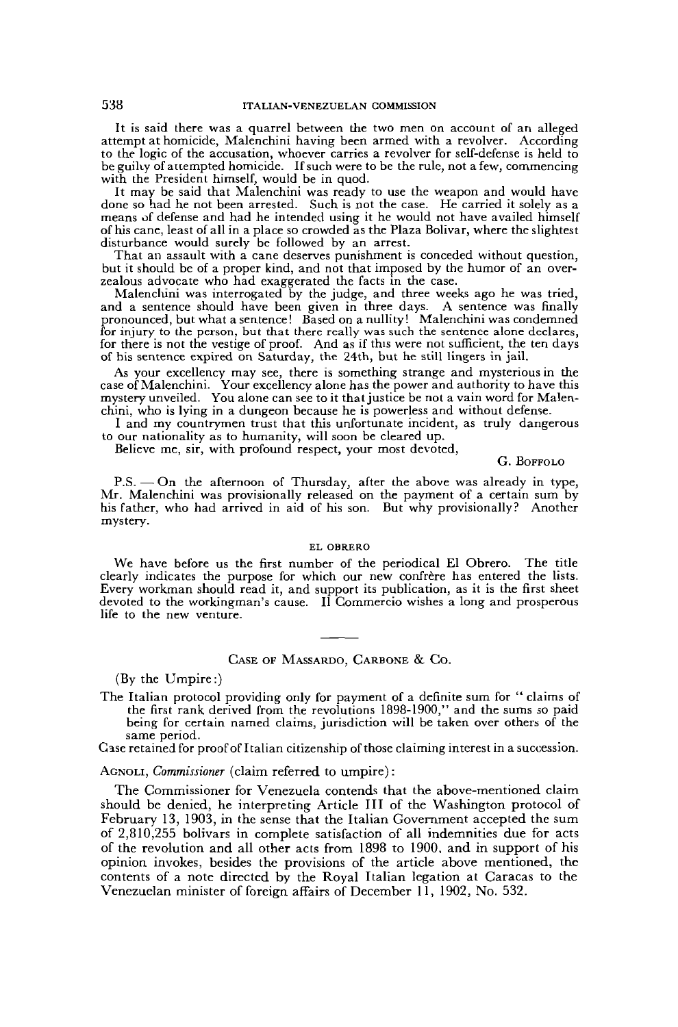It is said there was a quarrel between the two men on account of an alleged attempt at homicide, Malenchini having been armed with a revolver. According to the logic of the accusation, whoever carries a revolver for self-defense is held to be guilty of attempted homicide. If such were to be the rule, not a few, commencing with the President himself, would be in quod.

It may be said that Malenchini was ready to use the weapon and would have done so had he not been arrested. Such is not the case. He carried it solely as a means of defense and had he intended using it he would not have availed himself of his cane, least of all in a place so crowded as the Plaza Bolivar, where the slightest disturbance would surely be followed by an arrest.

That an assault with a cane deserves punishment is conceded without question, but it should be of a proper kind, and not that imposed by the humor of an overzealous advocate who had exaggerated the facts in the case.

Malenchini was interrogated by the judge, and three weeks ago he was tried, and a sentence should have been given in three days. A sentence was finally pronounced, but what a sentence! Based on a nullity! Malenchini was condemned for injury to the person, but that there really was such the sentence alone declares, for there is not the vestige of proof. And as if this were not sufficient, the ten days of his sentence expired on Saturday, the 24th, but he still lingers in jail.

As your excellency may see, there is something strange and mysterious in the case of Malenchini. Your excellency alone has the power and authority to have this mystery unveiled. You alone can see to it that justice be not a vain word for Malenchini, who is lying in a dungeon because he is powerless and without defense.

I and my countrymen trust that this unfortunate incident, as truly dangerous to our nationality as to humanity, will soon be cleared up.

Believe me, sir, with profound respect, your most devoted,

G. Boffolo

P.S. — On the afternoon of Thursday, after the above was already in type, Mr. Malenchini was provisionally released on the payment of a certain sum by his father, who had arrived in aid of his son. But why provisionally? Another mystery.

EL OBRERO

We have before us the first number of the periodical El Obrero. The title clearly indicates the purpose for which our new confrère has entered the lists. Every workman should read it, and support its publication, as it is the first sheet devoted to the workingman's cause. Il Commercio wishes a long and prosperous life to the new venture.

## Case of Massardo, Carbone & Co.

(By the Umpire:)

The Italian protocol providing only for payment of a definite sum for "claims of the first rank derived from the revolutions 1898-1900," and the sums so paid being for certain named claims, jurisdiction will be taken over others of the same period.

Case retained for proof of Italian citizenship of those claiming interest in a succession.

Agnoli, *Commissioner* (claim referred to umpire):

The Commissioner for Venezuela contends that the above-mentioned claim should be denied, he interpreting Article III of the Washington protocol of February 13, 1903, in the sense that the Italian Government accepted the sum of 2,810,255 bolivars in complete satisfaction of all indemnities due for acts of the revolution and all other acts from 1898 to 1900, and in support of his opinion invokes, besides the provisions of the article above mentioned, the contents of a note directed by the Royal Italian legation at Caracas to the Venezuelan minister of foreign affairs of December 11, 1902, No. 532.